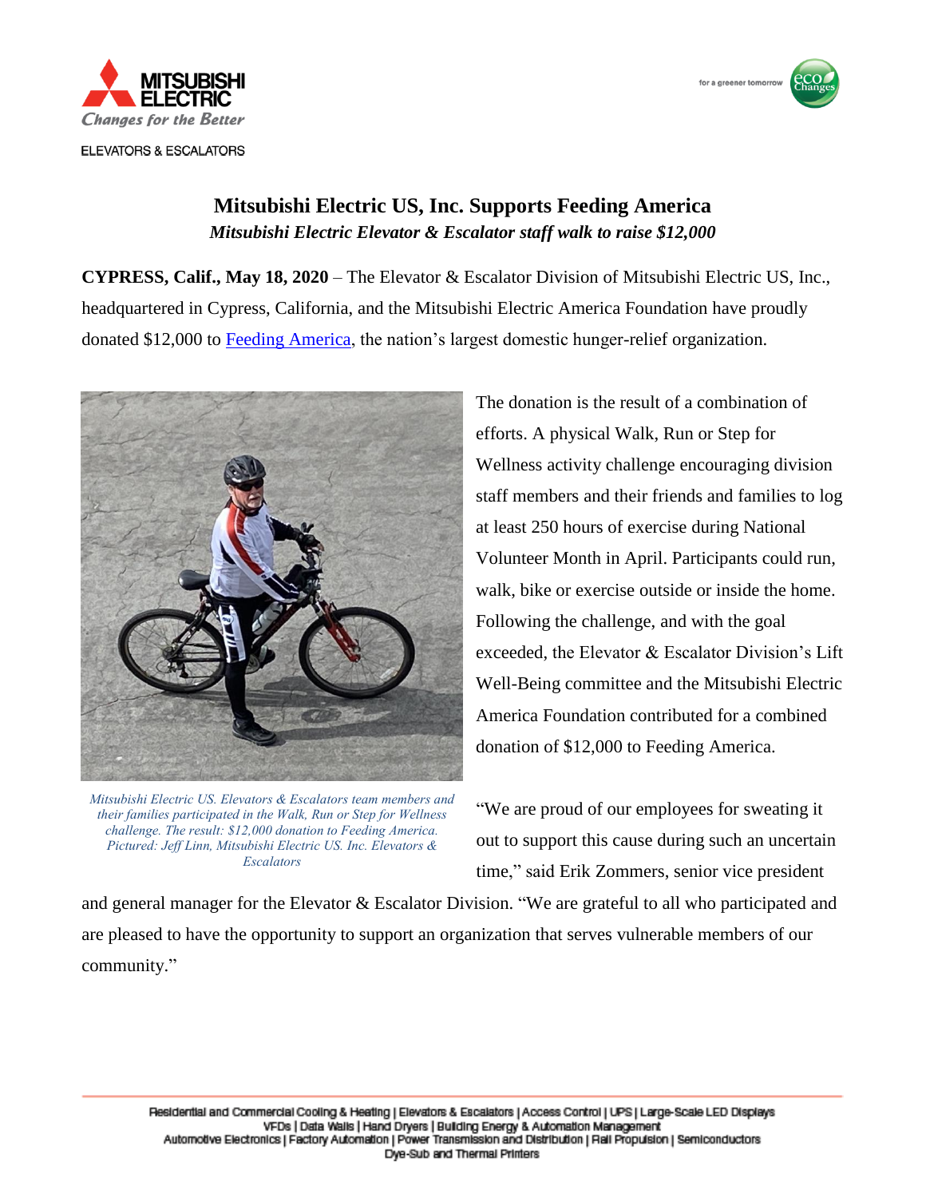ELEVATORS & ESCALATORS

# Mitsubishi Electric US, Inc. Supports Feeding America

***Mitsubishi Electric Elevator & Escalator staff walk to raise $12,000***

**CYPRESS, Calif., May 18, 2020** – The Elevator & Escalator Division of Mitsubishi Electric US, Inc., headquartered in Cypress, California, and the Mitsubishi Electric America Foundation have proudly donated $12,000 to Feeding America, the nation's largest domestic hunger-relief organization.

The donation is the result of a combination of efforts. A physical Walk, Run or Step for Wellness activity challenge encouraging division staff members and their friends and families to log at least 250 hours of exercise during National Volunteer Month in April. Participants could run, walk, bike or exercise outside or inside the home. Following the challenge, and with the goal exceeded, the Elevator & Escalator Division's Lift Well-Being committee and the Mitsubishi Electric America Foundation contributed for a combined donation of $12,000 to Feeding America.

*Mitsubishi Electric US. Elevators & Escalators team members and their families participated in the Walk, Run or Step for Wellness challenge. The result: $12,000 donation to Feeding America. Pictured: Jeff Linn, Mitsubishi Electric US. Inc. Elevators & Escalators*

"We are proud of our employees for sweating it out to support this cause during such an uncertain time," said Erik Zommers, senior vice president and general manager for the Elevator & Escalator Division. "We are grateful to all who participated and are pleased to have the opportunity to support an organization that serves vulnerable members of our community."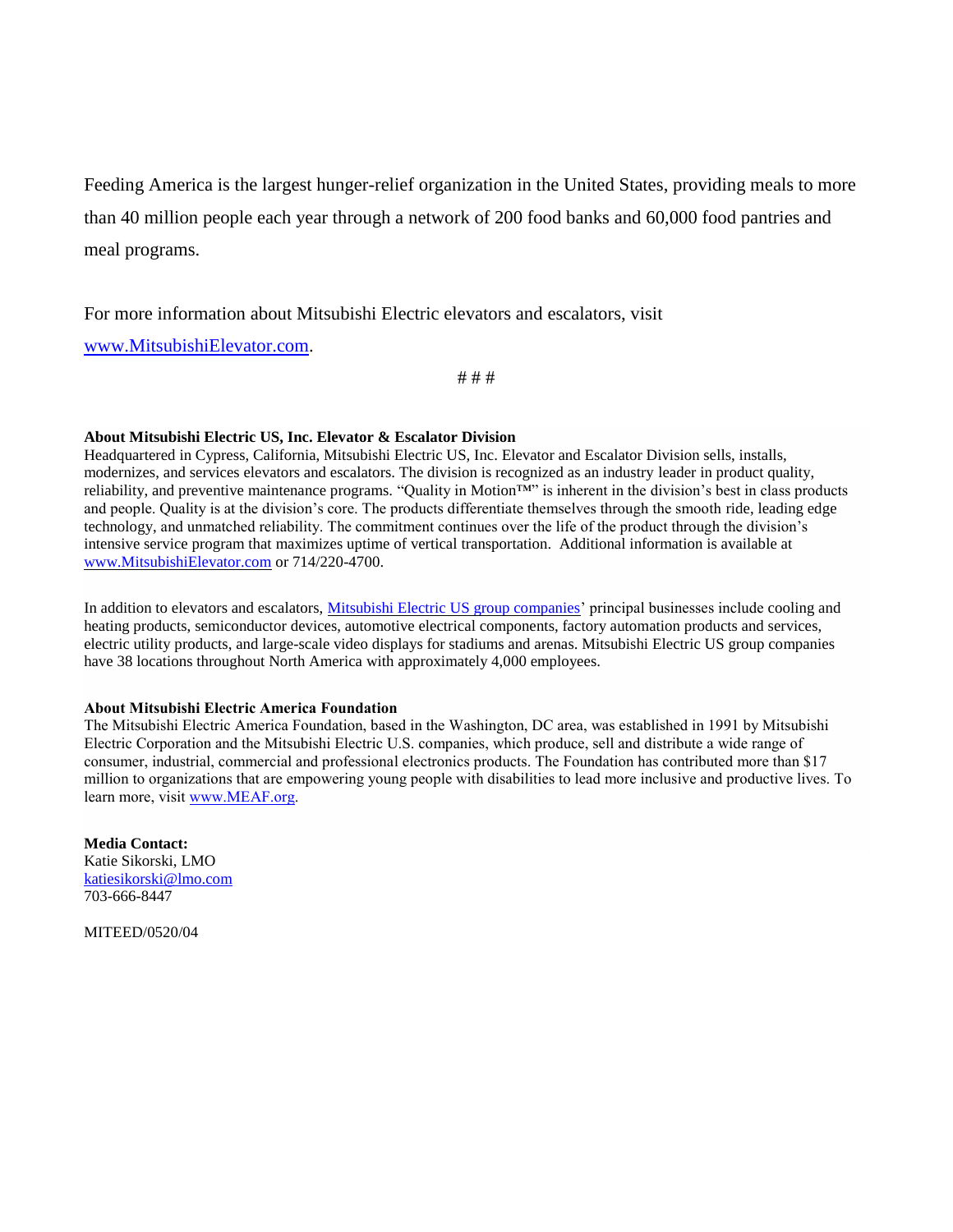Feeding America is the largest hunger-relief organization in the United States, providing meals to more than 40 million people each year through a network of 200 food banks and 60,000 food pantries and meal programs.

For more information about Mitsubishi Electric elevators and escalators, visit www.MitsubishiElevator.com.

# # #

**About Mitsubishi Electric US, Inc. Elevator & Escalator Division**
Headquartered in Cypress, California, Mitsubishi Electric US, Inc. Elevator and Escalator Division sells, installs, modernizes, and services elevators and escalators. The division is recognized as an industry leader in product quality, reliability, and preventive maintenance programs. "Quality in Motion™" is inherent in the division's best in class products and people. Quality is at the division's core. The products differentiate themselves through the smooth ride, leading edge technology, and unmatched reliability. The commitment continues over the life of the product through the division's intensive service program that maximizes uptime of vertical transportation. Additional information is available at www.MitsubishiElevator.com or 714/220-4700.

In addition to elevators and escalators, Mitsubishi Electric US group companies' principal businesses include cooling and heating products, semiconductor devices, automotive electrical components, factory automation products and services, electric utility products, and large-scale video displays for stadiums and arenas. Mitsubishi Electric US group companies have 38 locations throughout North America with approximately 4,000 employees.

**About Mitsubishi Electric America Foundation**
The Mitsubishi Electric America Foundation, based in the Washington, DC area, was established in 1991 by Mitsubishi Electric Corporation and the Mitsubishi Electric U.S. companies, which produce, sell and distribute a wide range of consumer, industrial, commercial and professional electronics products. The Foundation has contributed more than $17 million to organizations that are empowering young people with disabilities to lead more inclusive and productive lives. To learn more, visit www.MEAF.org.

**Media Contact:**
Katie Sikorski, LMO
katiesikorski@lmo.com
703-666-8447

MITEED/0520/04